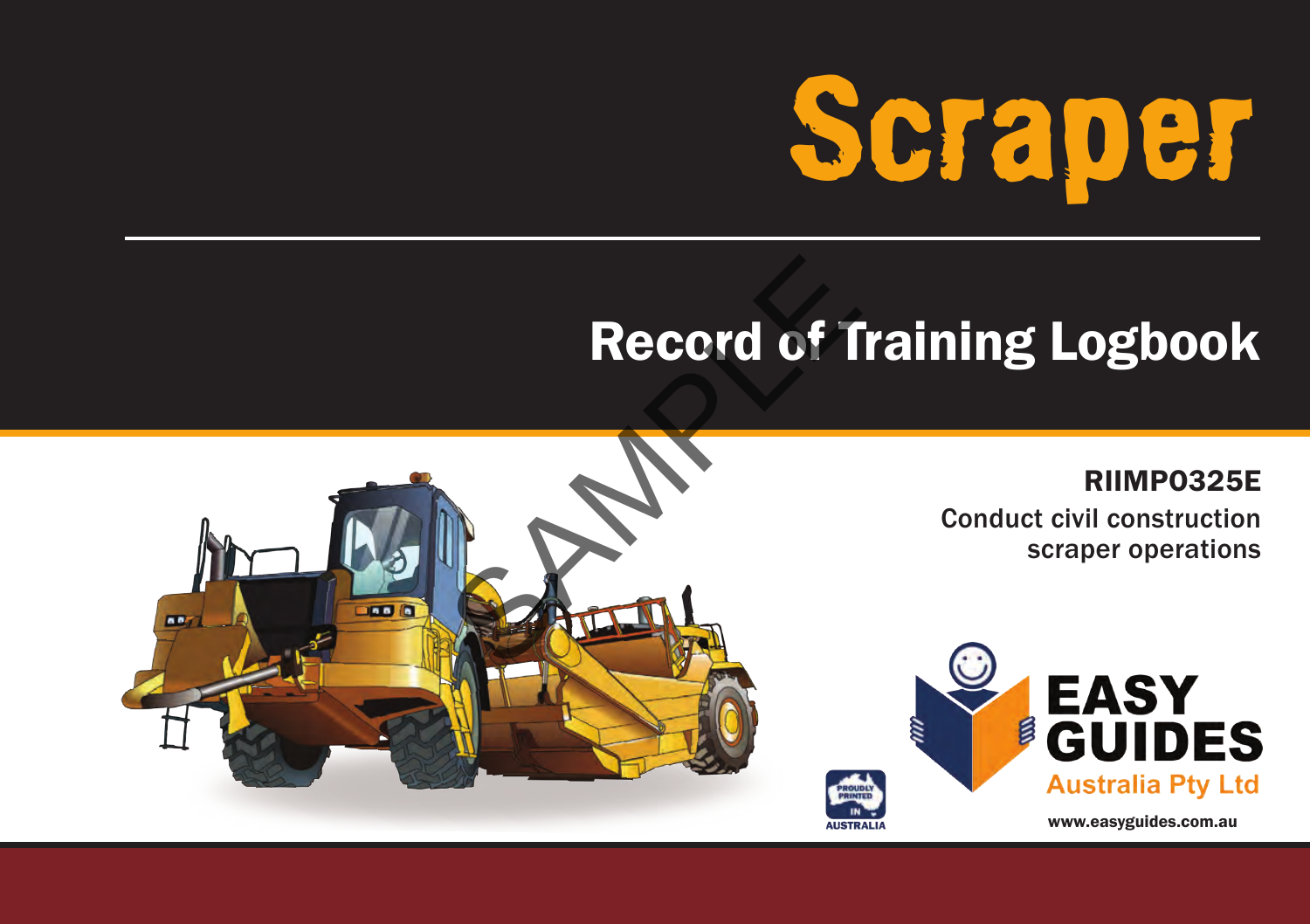# Scraper

## Record of Training Logbook

SAMPLE

**RIIMPO325E**

Conduct civil construction scraper operations

PROUDLY PRINTED IN AUSTRALIA

**EASY GUIDES**

Australia Pty Ltd

www.easyguides.com.au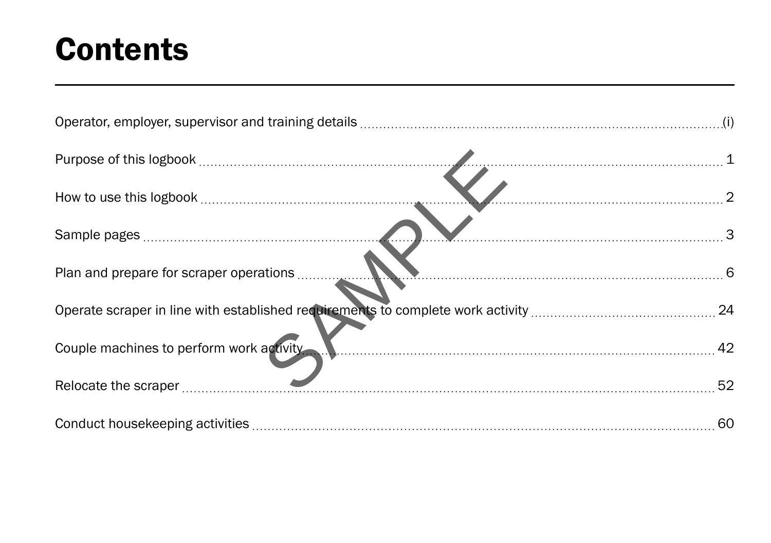# Contents

| | |
|---|---|
| Operator, employer, supervisor and training details | (i) |
| Purpose of this logbook | 1 |
| How to use this logbook | 2 |
| Sample pages | 3 |
| Plan and prepare for scraper operations | 6 |
| Operate scraper in line with established requirements to complete work activity | 24 |
| Couple machines to perform work activity | 42 |
| Relocate the scraper | 52 |
| Conduct housekeeping activities | 60 |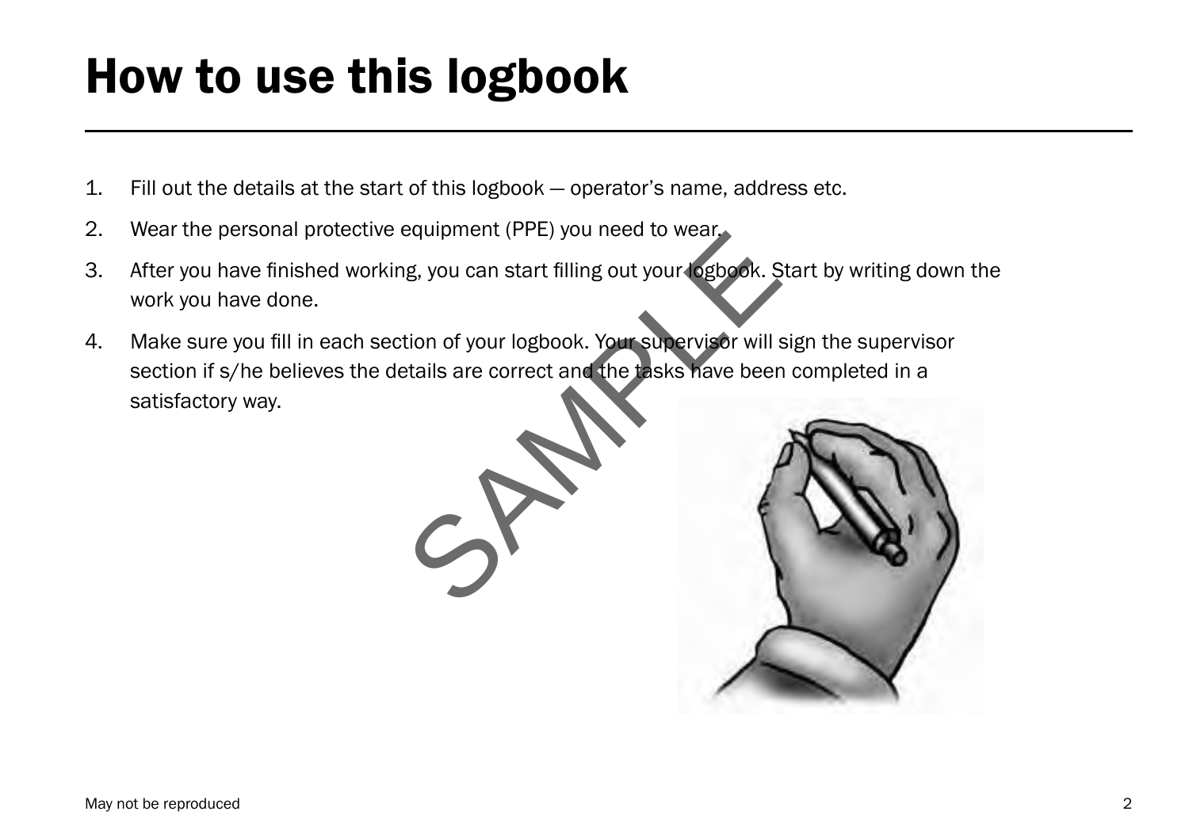# How to use this logbook

1. Fill out the details at the start of this logbook — operator's name, address etc.
2. Wear the personal protective equipment (PPE) you need to wear.
3. After you have finished working, you can start filling out your logbook. Start by writing down the work you have done.
4. Make sure you fill in each section of your logbook. Your supervisor will sign the supervisor section if s/he believes the details are correct and the tasks have been completed in a satisfactory way.

May not be reproduced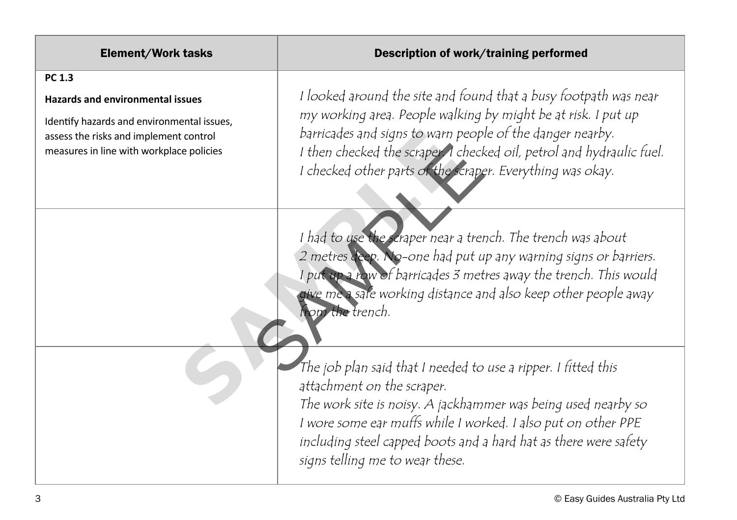| Element/Work tasks | Description of work/training performed |
| --- | --- |
| **PC 1.3**<br>**Hazards and environmental issues**<br>Identify hazards and environmental issues, assess the risks and implement control measures in line with workplace policies | *I looked around the site and found that a busy footpath was near my working area. People walking by might be at risk. I put up barricades and signs to warn people of the danger nearby.*<br>*I then checked the scraper. I checked oil, petrol and hydraulic fuel. I checked other parts of the scraper. Everything was okay.* |
| | *I had to use the scraper near a trench. The trench was about 2 metres deep. No-one had put up any warning signs or barriers. I put up a row of barricades 3 metres away the trench. This would give me a safe working distance and also keep other people away from the trench.* |
| | *The job plan said that I needed to use a ripper. I fitted this attachment on the scraper.*<br>*The work site is noisy. A jackhammer was being used nearby so I wore some ear muffs while I worked. I also put on other PPE including steel capped boots and a hard hat as there were safety signs telling me to wear these.* |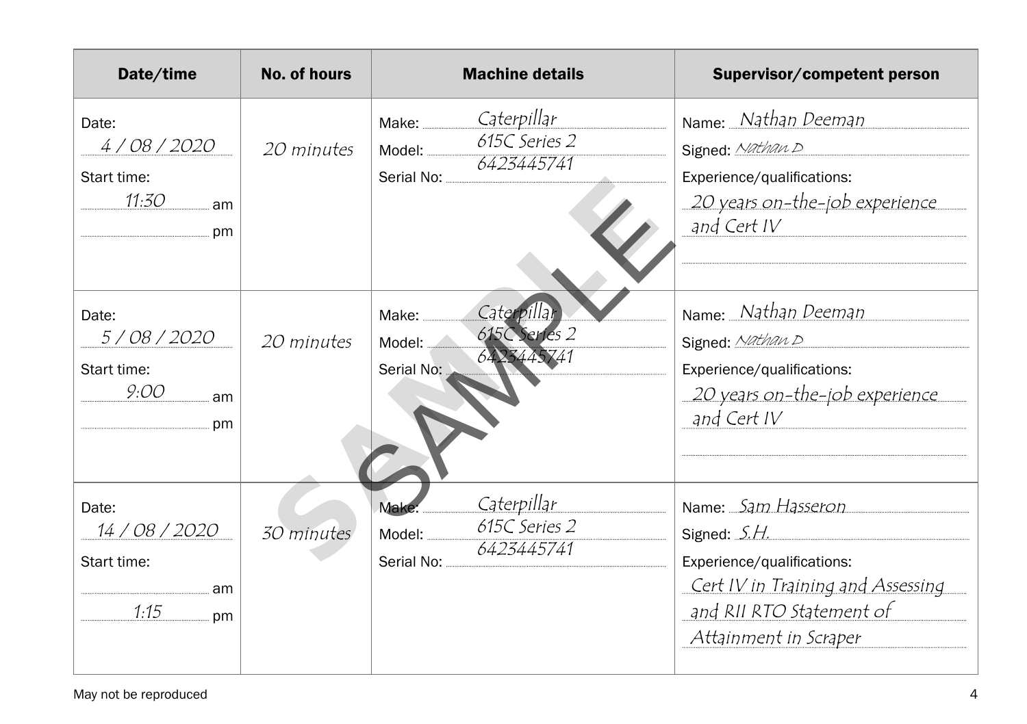| Date/time | No. of hours | Machine details | Supervisor/competent person |
|---|---|---|---|
| Date: 4 / 08 / 2020<br>Start time: 11:30 am<br>pm | 20 minutes | Make: Caterpillar<br>Model: 615C Series 2<br>Serial No: 6423445741 | Name: Nathan Deeman<br>Signed: Nathan D<br>Experience/qualifications: 20 years on-the-job experience and Cert IV |
| Date: 5 / 08 / 2020<br>Start time: 9:00 am<br>pm | 20 minutes | Make: Caterpillar<br>Model: 615C Series 2<br>Serial No: 6423445741 | Name: Nathan Deeman<br>Signed: Nathan D<br>Experience/qualifications: 20 years on-the-job experience and Cert IV |
| Date: 14 / 08 / 2020<br>Start time: am<br>1:15 pm | 30 minutes | Make: Caterpillar<br>Model: 615C Series 2<br>Serial No: 6423445741 | Name: Sam Hasseron<br>Signed: S.H.<br>Experience/qualifications: Cert IV in Training and Assessing and RII RTO Statement of Attainment in Scraper |

May not be reproduced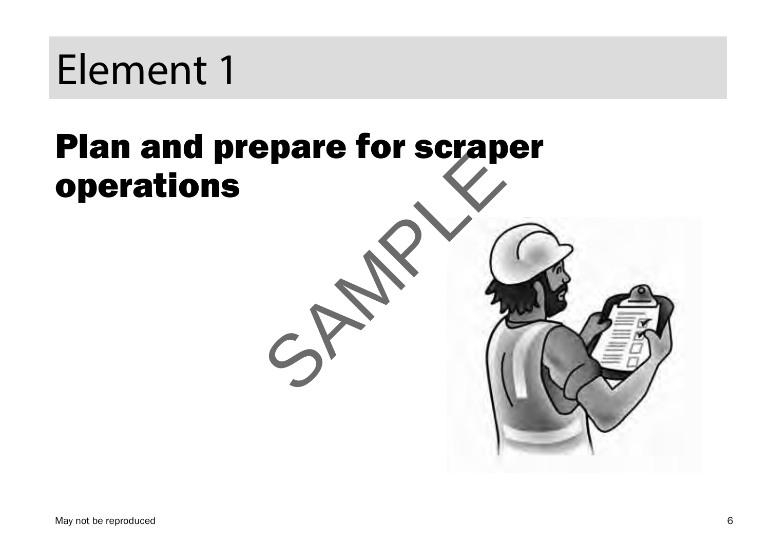# Element 1

## Plan and prepare for scraper operations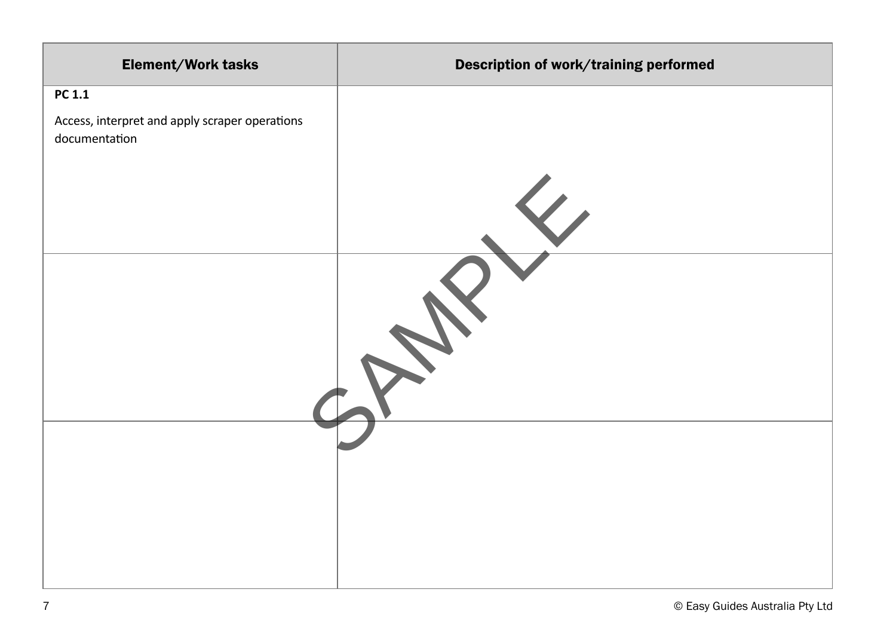| Element/Work tasks | Description of work/training performed |
| --- | --- |
| **PC 1.1**<br><br>Access, interpret and apply scraper operations documentation | |
| | |
| | |

SAMPLE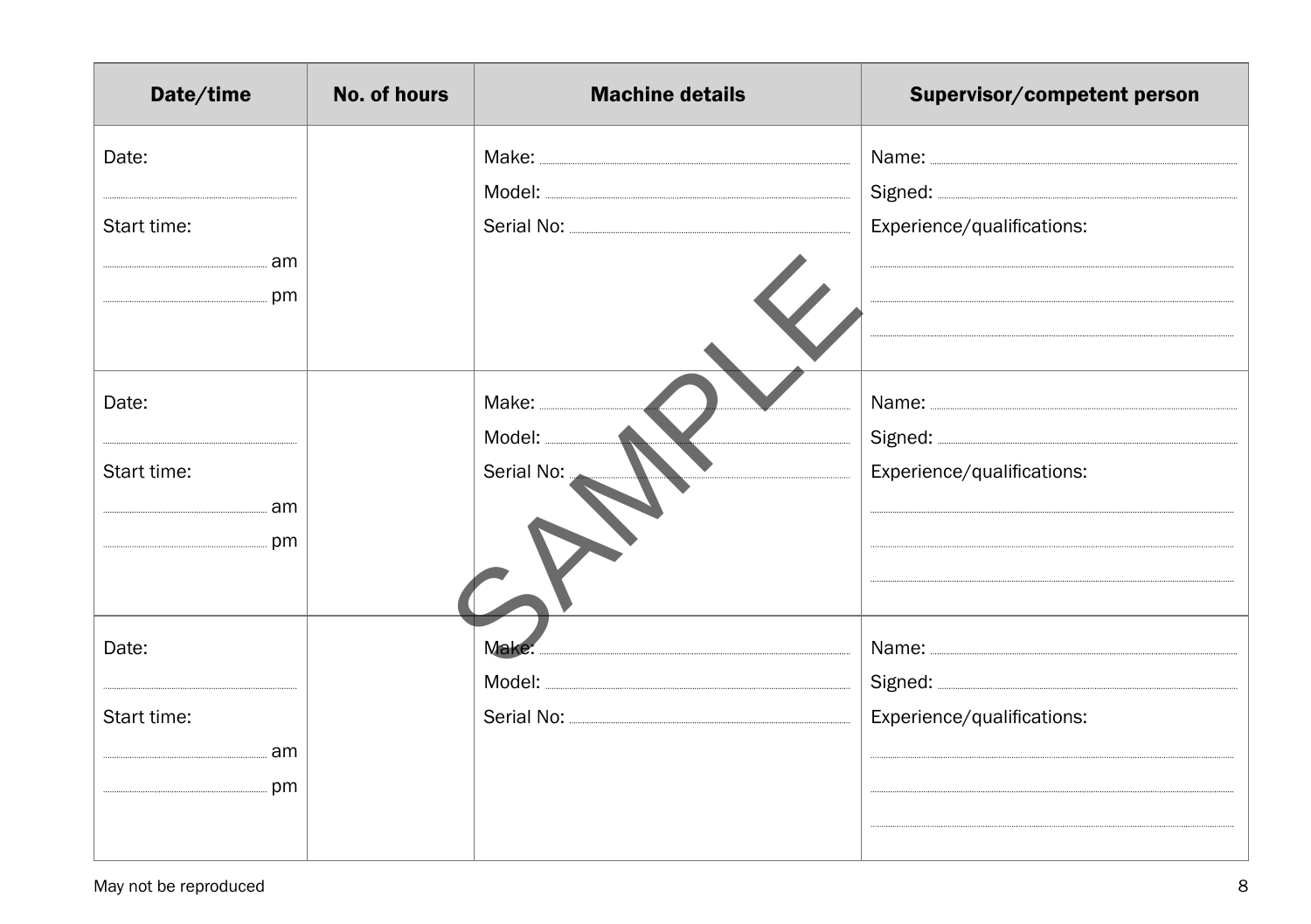| Date/time | No. of hours | Machine details | Supervisor/competent person |
|---|---|---|---|
| Date: ............ Start time: ............ am ............ pm | | Make: ............ Model: ............ Serial No: ............ | Name: ............ Signed: ............ Experience/qualifications: ............ ............ ............ |
| Date: ............ Start time: ............ am ............ pm | | Make: ............ Model: ............ Serial No: ............ | Name: ............ Signed: ............ Experience/qualifications: ............ ............ ............ |
| Date: ............ Start time: ............ am ............ pm | | Make: ............ Model: ............ Serial No: ............ | Name: ............ Signed: ............ Experience/qualifications: ............ ............ ............ |

SAMPLE

May not be reproduced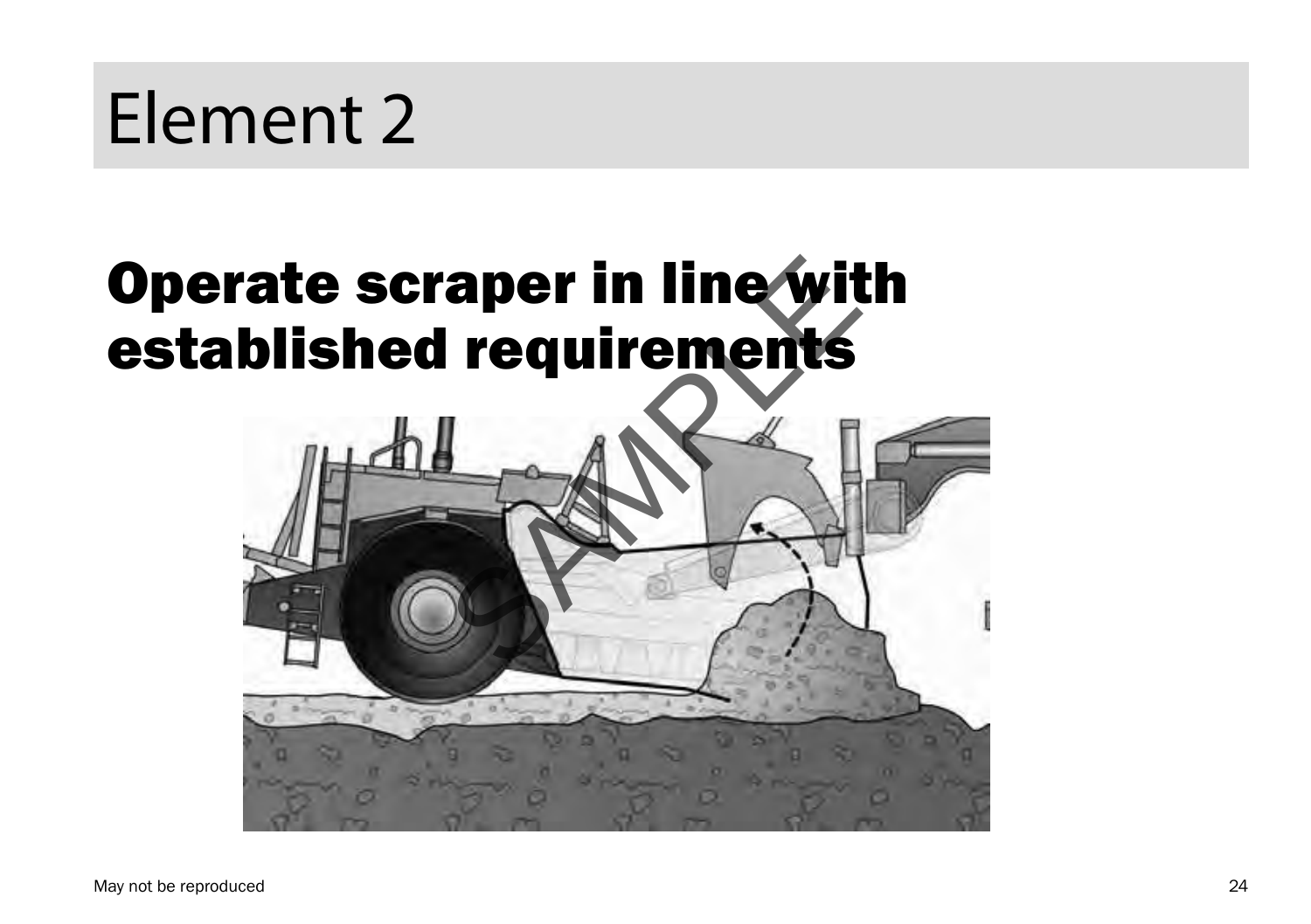# Element 2

## Operate scraper in line with established requirements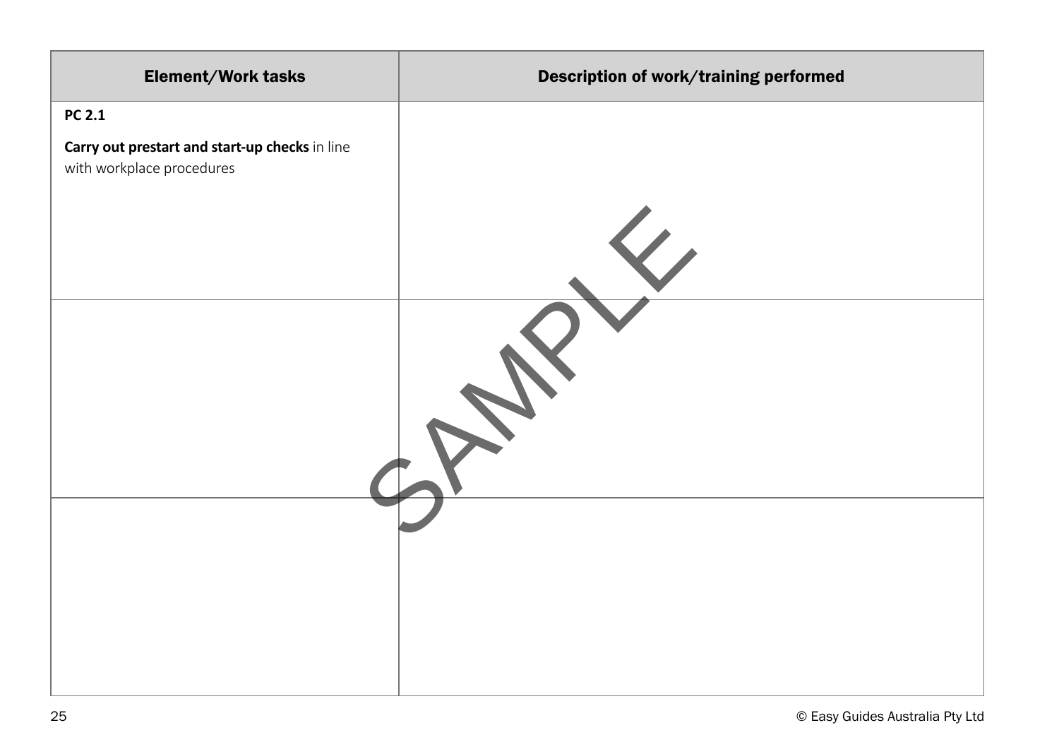| Element/Work tasks | Description of work/training performed |
|---|---|
| **PC 2.1**<br><br>**Carry out prestart and start-up checks** in line with workplace procedures | |
| | |
| | |

SAMPLE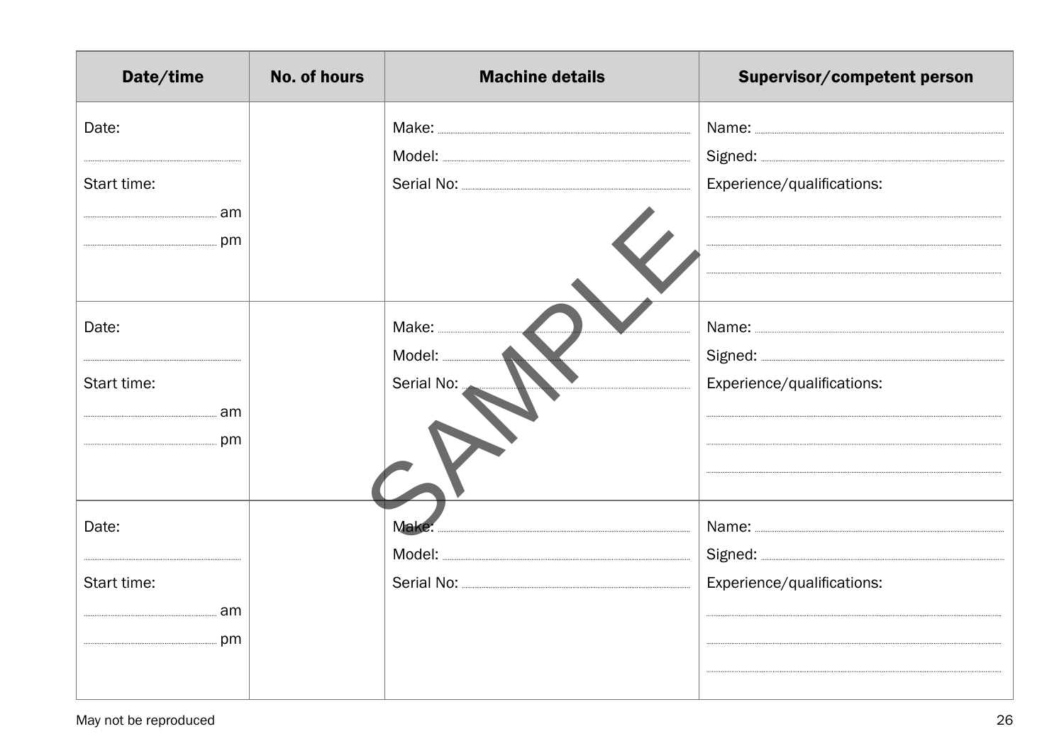| Date/time | No. of hours | Machine details | Supervisor/competent person |
|---|---|---|---|
| Date: ............ Start time: ............ am ............ pm | | Make: ............ Model: ............ Serial No: ............ | Name: ............ Signed: ............ Experience/qualifications: ............ |
| Date: ............ Start time: ............ am ............ pm | | Make: ............ Model: ............ Serial No: ............ | Name: ............ Signed: ............ Experience/qualifications: ............ |
| Date: ............ Start time: ............ am ............ pm | | Make: ............ Model: ............ Serial No: ............ | Name: ............ Signed: ............ Experience/qualifications: ............ |

SAMPLE

May not be reproduced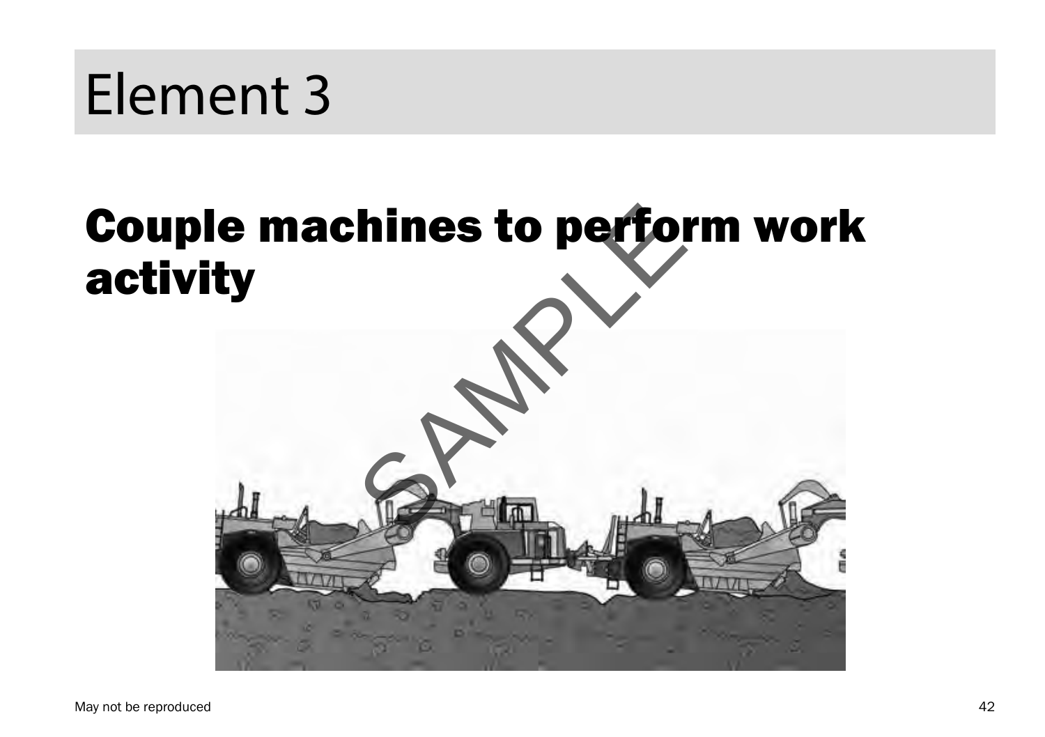# Element 3

## Couple machines to perform work activity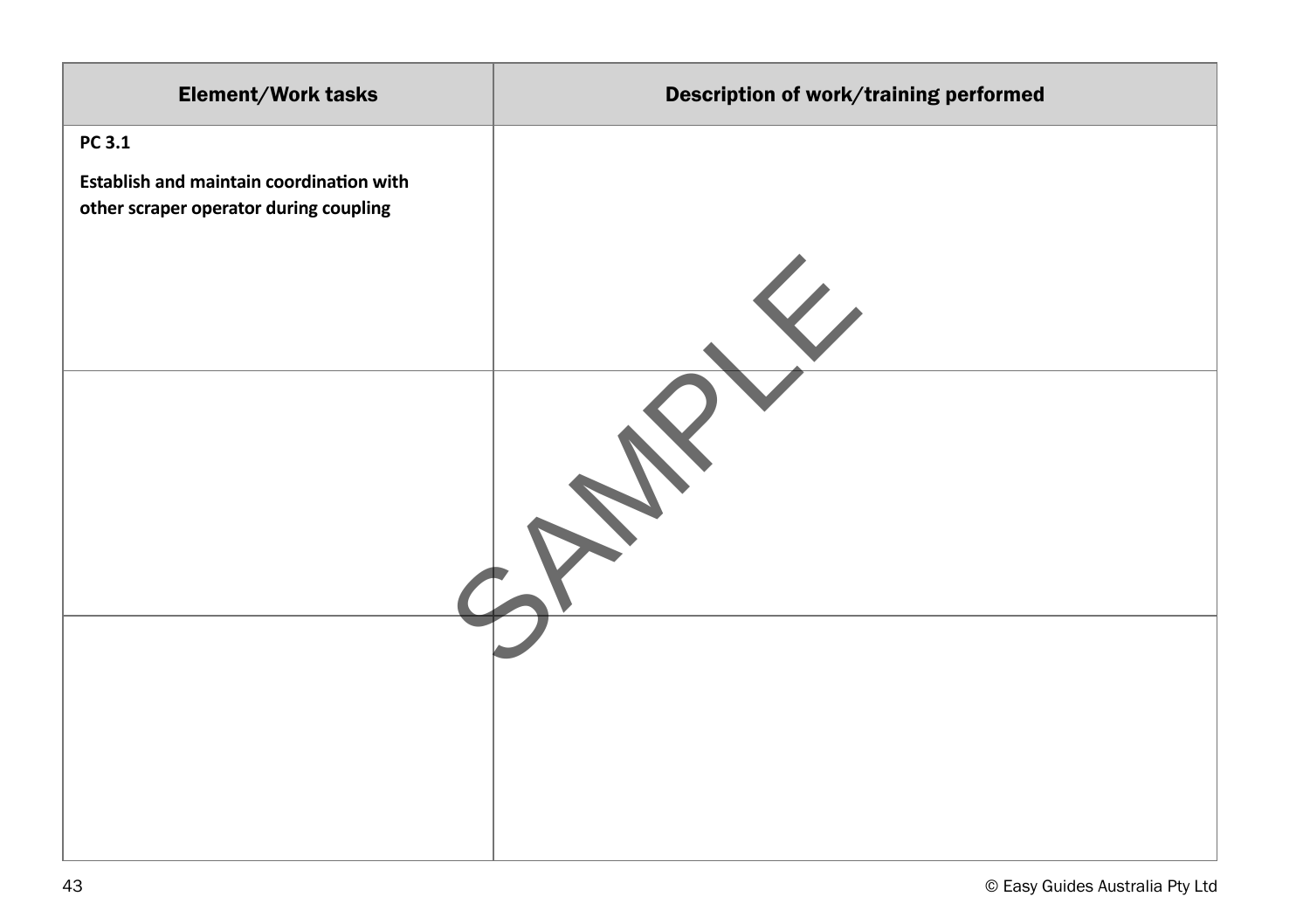| Element/Work tasks | Description of work/training performed |
|---|---|
| **PC 3.1**<br><br>**Establish and maintain coordination with other scraper operator during coupling** | |
| | |
| | |

SAMPLE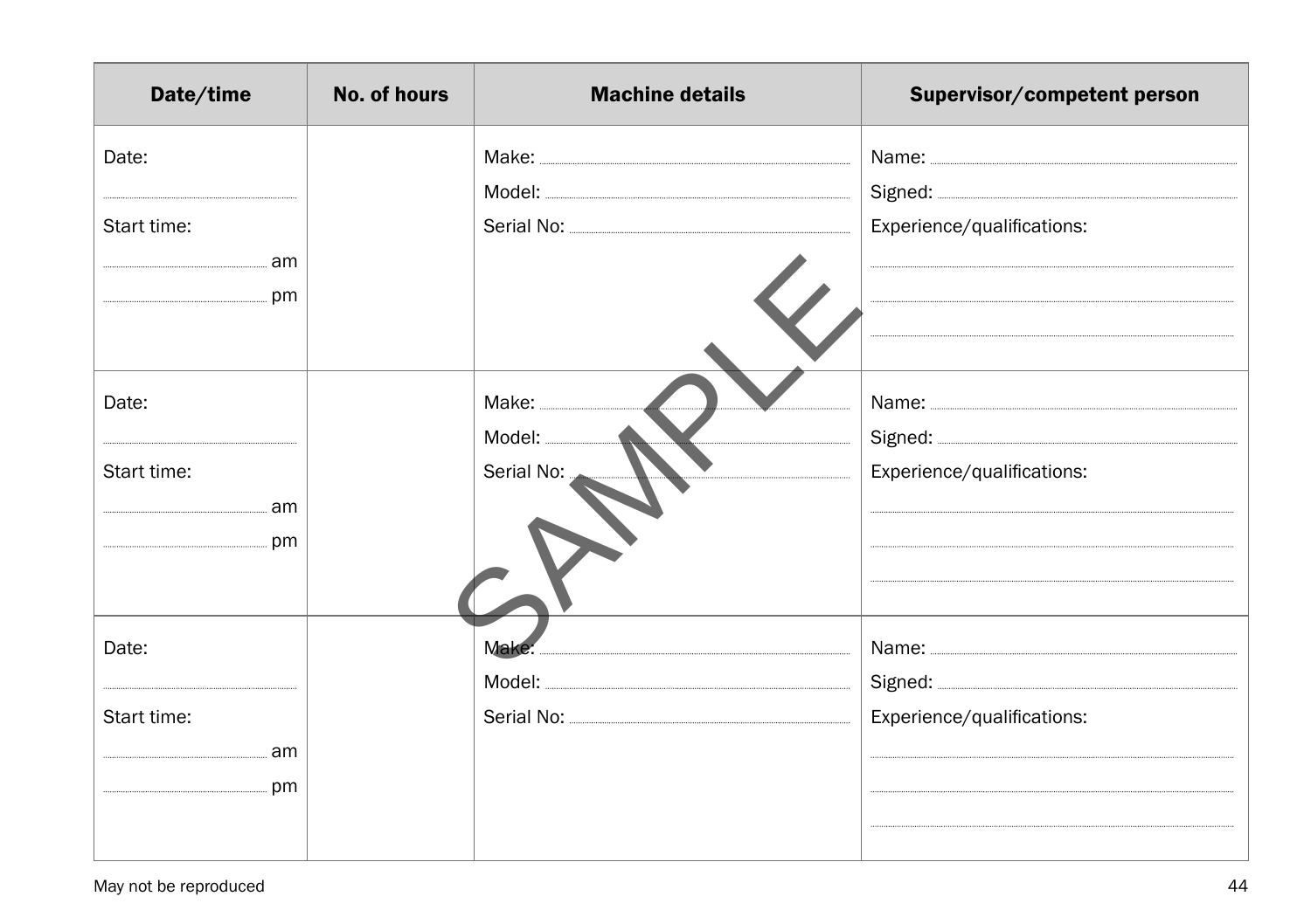| Date/time | No. of hours | Machine details | Supervisor/competent person |
|---|---|---|---|
| Date: ........ Start time: ........ am ........ pm | | Make: ........ Model: ........ Serial No: ........ | Name: ........ Signed: ........ Experience/qualifications: ........ |
| Date: ........ Start time: ........ am ........ pm | | Make: ........ Model: ........ Serial No: ........ | Name: ........ Signed: ........ Experience/qualifications: ........ |
| Date: ........ Start time: ........ am ........ pm | | Make: ........ Model: ........ Serial No: ........ | Name: ........ Signed: ........ Experience/qualifications: ........ |

SAMPLE

May not be reproduced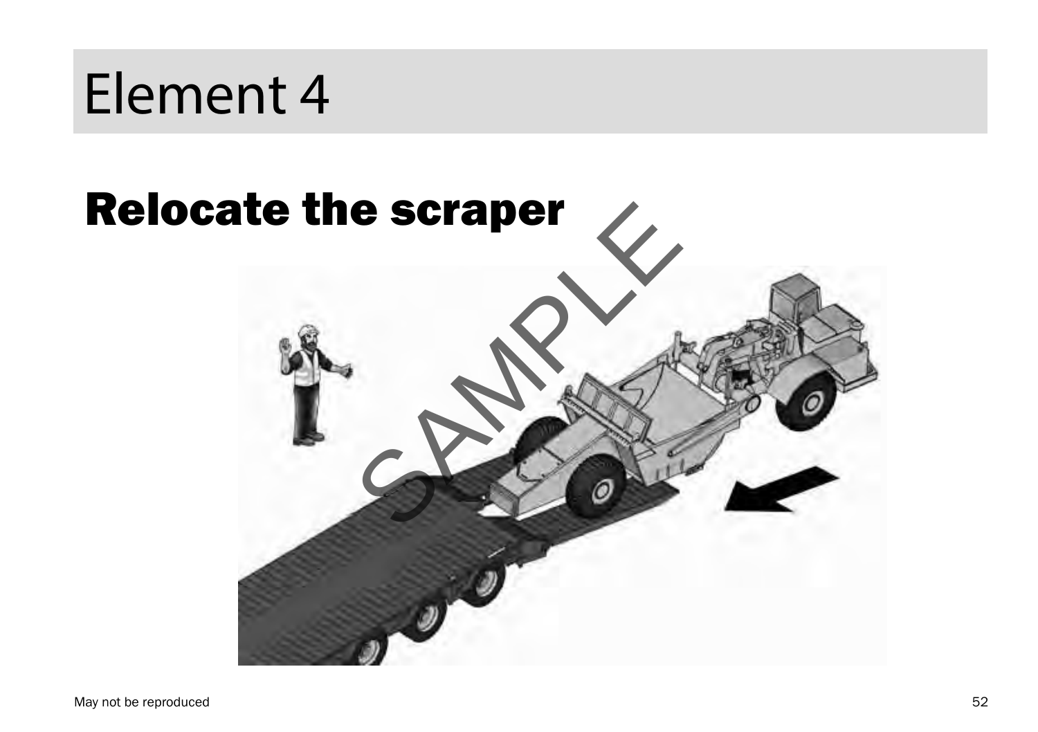# Element 4

## Relocate the scraper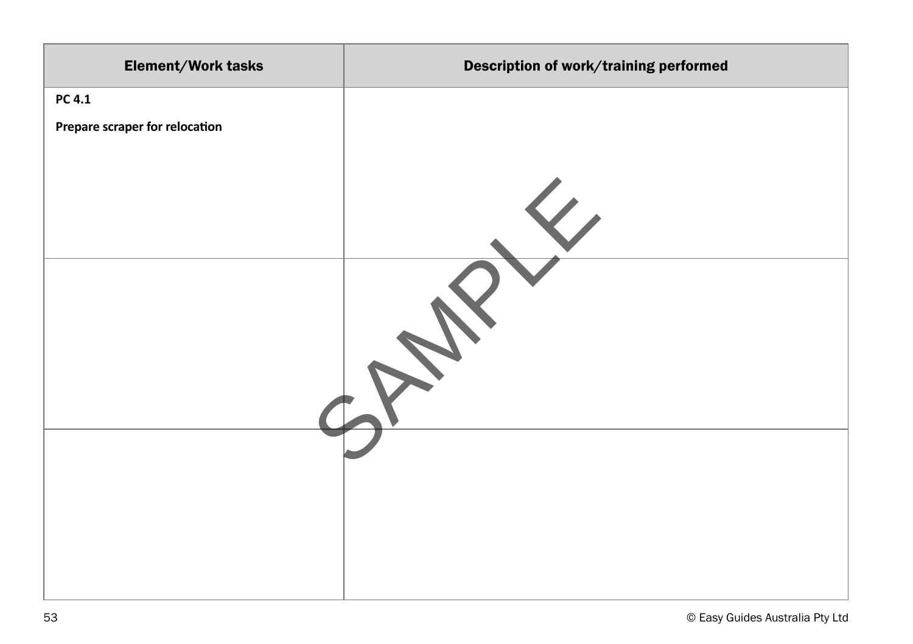| Element/Work tasks | Description of work/training performed |
|---|---|
| **PC 4.1**<br><br>**Prepare scraper for relocation** | |
| | |
| | |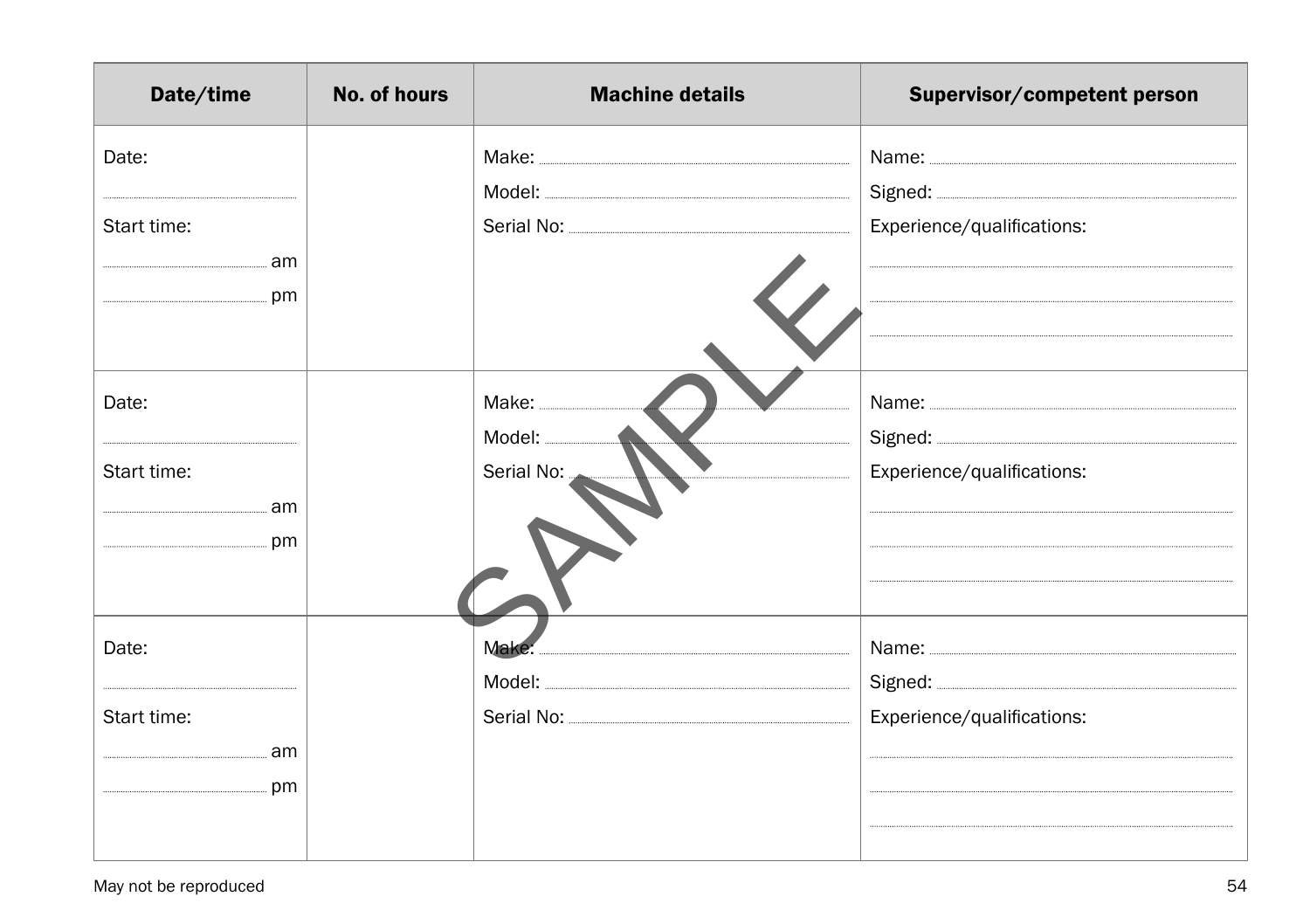| Date/time | No. of hours | Machine details | Supervisor/competent person |
|---|---|---|---|
| Date:<br>..........<br>Start time:<br>.......... am<br>.......... pm | | Make: ..........<br>Model: ..........<br>Serial No: .......... | Name: ..........<br>Signed: ..........<br>Experience/qualifications:<br>..........<br>..........<br>.......... |
| Date:<br>..........<br>Start time:<br>.......... am<br>.......... pm | | Make: ..........<br>Model: ..........<br>Serial No: .......... | Name: ..........<br>Signed: ..........<br>Experience/qualifications:<br>..........<br>..........<br>.......... |
| Date:<br>..........<br>Start time:<br>.......... am<br>.......... pm | | Make: ..........<br>Model: ..........<br>Serial No: .......... | Name: ..........<br>Signed: ..........<br>Experience/qualifications:<br>..........<br>..........<br>.......... |

SAMPLE

May not be reproduced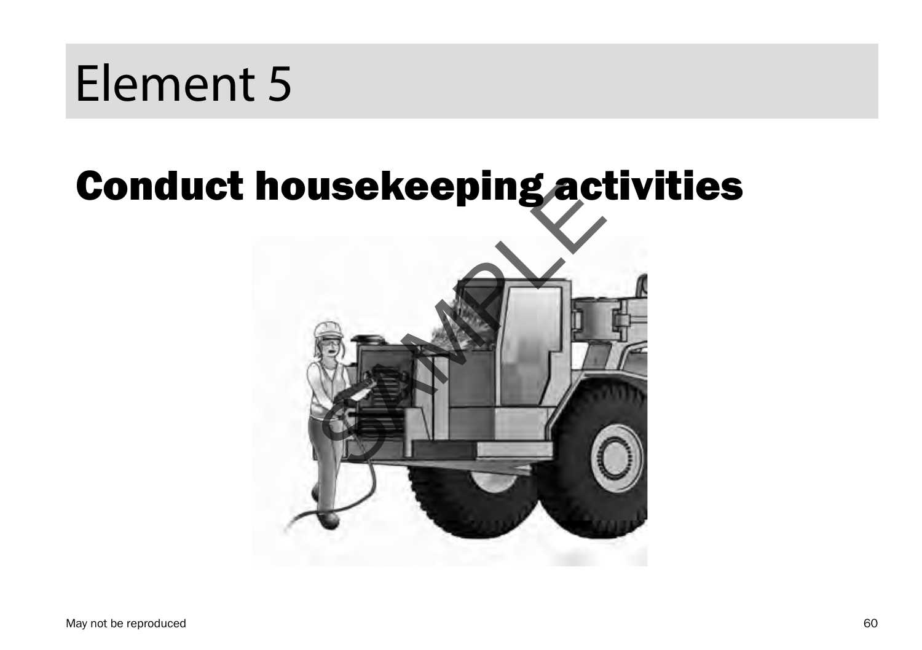# Element 5

## Conduct housekeeping activities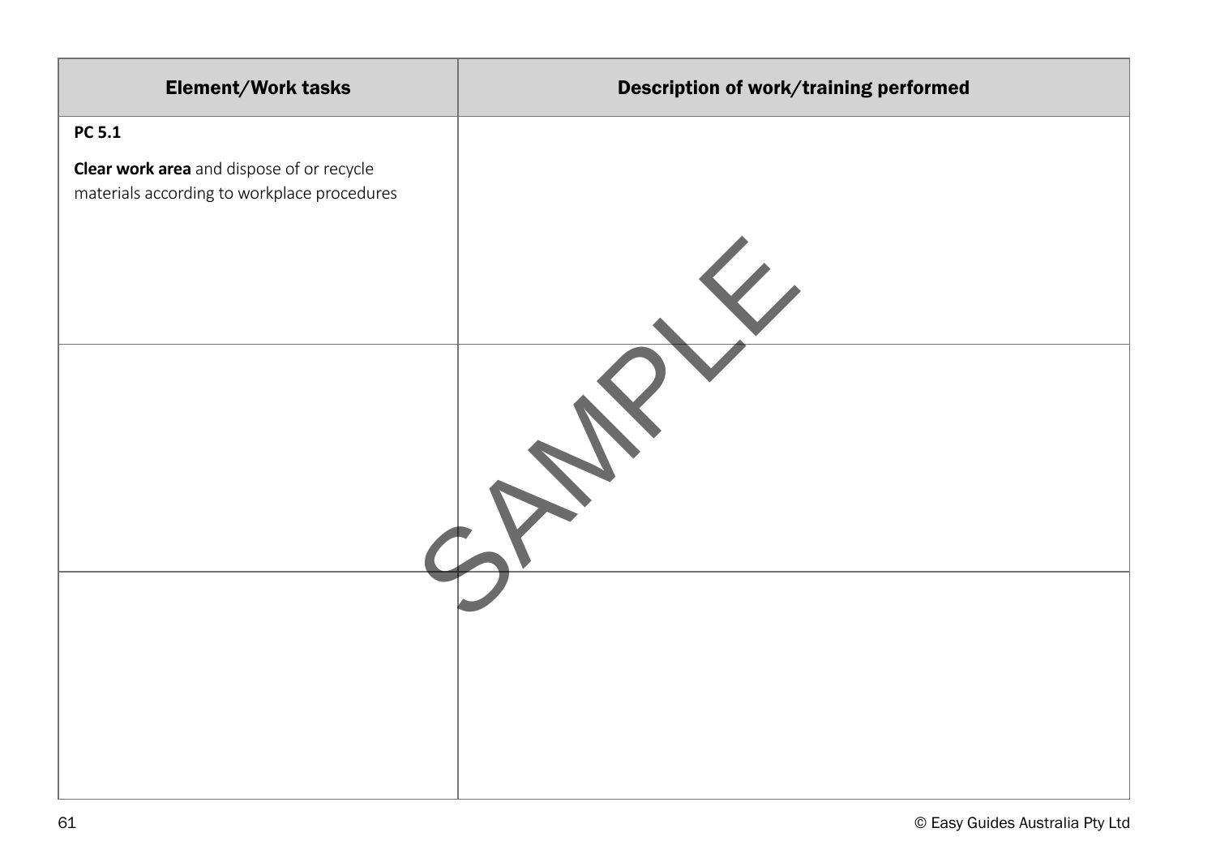| Element/Work tasks | Description of work/training performed |
|---|---|
| **PC 5.1**<br><br>**Clear work area** and dispose of or recycle materials according to workplace procedures | |
| | |
| | |

SAMPLE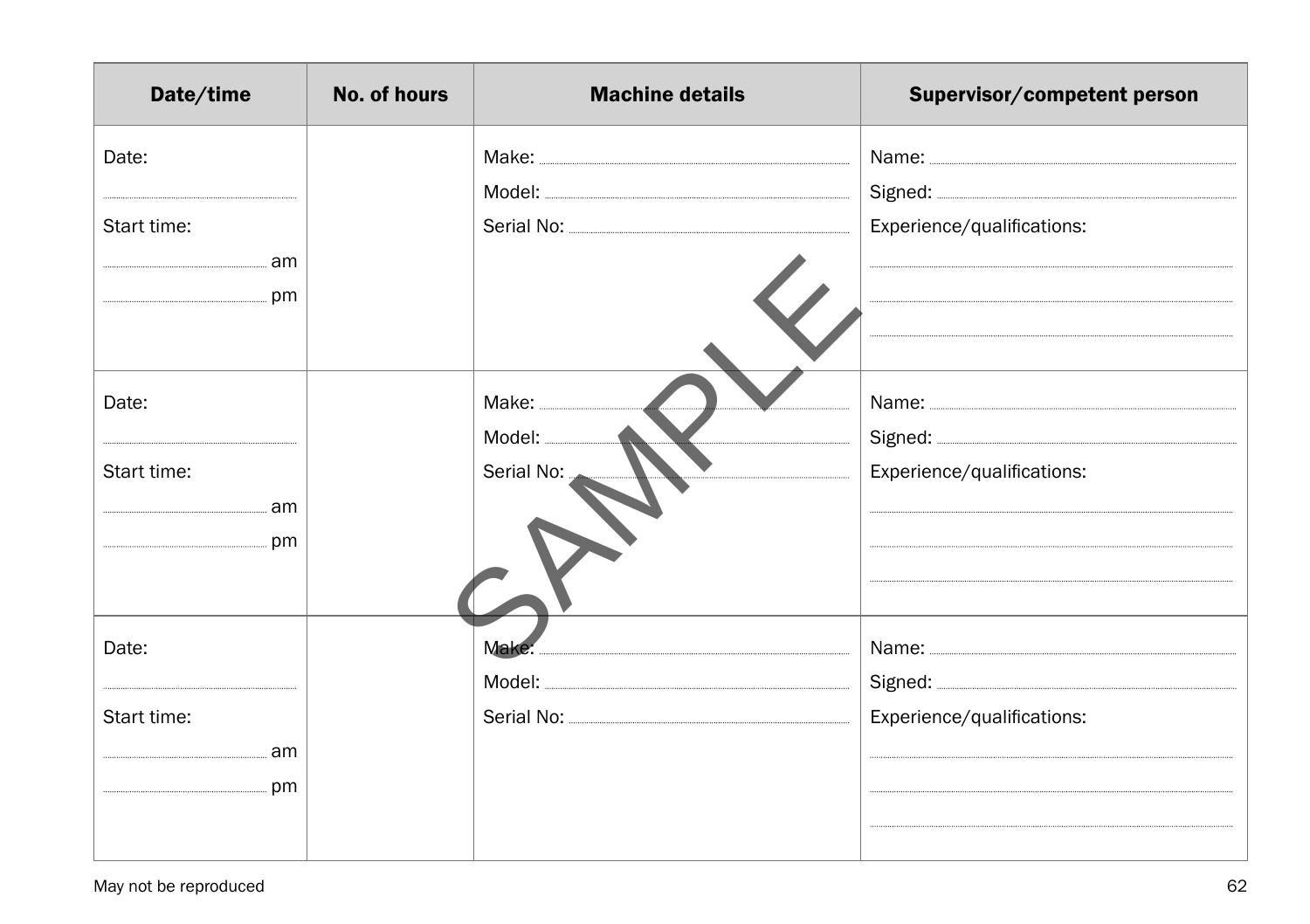| Date/time | No. of hours | Machine details | Supervisor/competent person |
|---|---|---|---|
| Date: ............ Start time: ............ am ............ pm | | Make: ............ Model: ............ Serial No: ............ | Name: ............ Signed: ............ Experience/qualifications: ............ |
| Date: ............ Start time: ............ am ............ pm | | Make: ............ Model: ............ Serial No: ............ | Name: ............ Signed: ............ Experience/qualifications: ............ |
| Date: ............ Start time: ............ am ............ pm | | Make: ............ Model: ............ Serial No: ............ | Name: ............ Signed: ............ Experience/qualifications: ............ |

SAMPLE

May not be reproduced